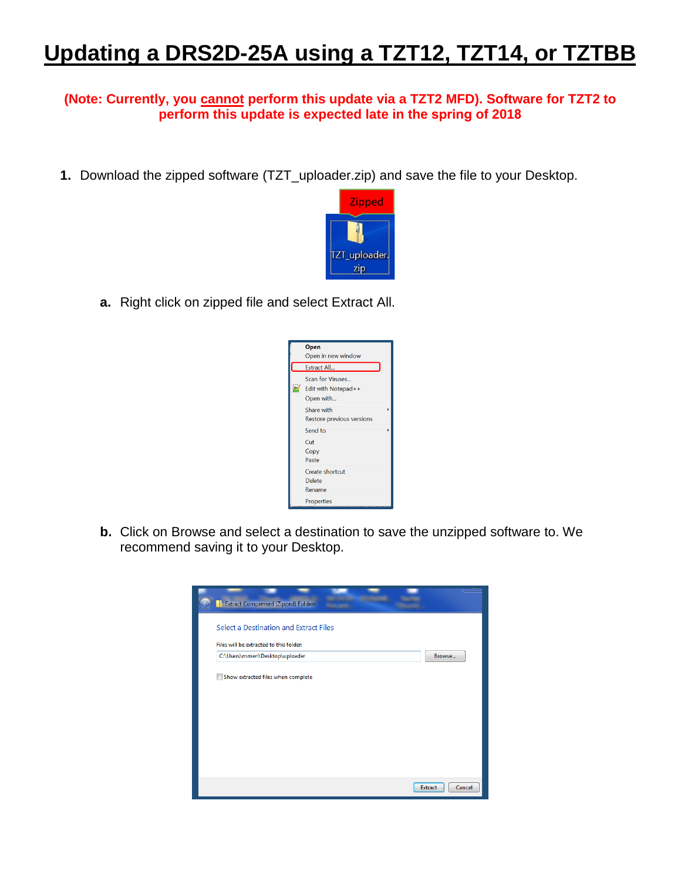# Updating a DRS2D-25A using a TZT12, TZT14, or TZTBB

**(Note: Currently, you cannot perform this update via a TZT2 MFD). Software for TZT2 to perform this update is expected late in the spring of 2018**

1. Download the zipped software (TZT_uploader.zip) and save the file to your Desktop.

   a. Right click on zipped file and select Extract All.

   b. Click on Browse and select a destination to save the unzipped software to. We recommend saving it to your Desktop.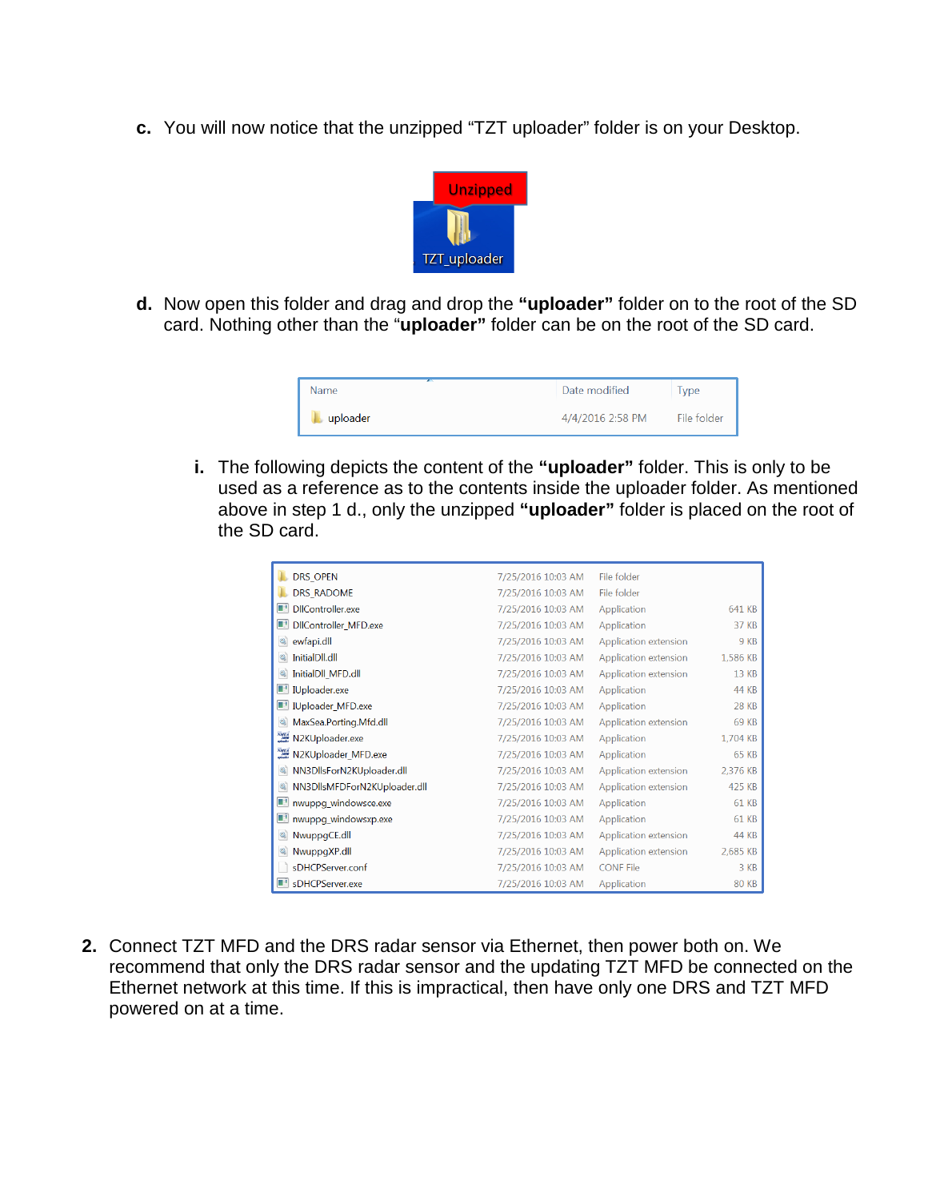c. You will now notice that the unzipped "TZT uploader" folder is on your Desktop.

d. Now open this folder and drag and drop the **"uploader"** folder on to the root of the SD card. Nothing other than the "**uploader"** folder can be on the root of the SD card.

| Name | Date modified | Type |
|---|---|---|
| uploader | 4/4/2016 2:58 PM | File folder |

i. The following depicts the content of the **"uploader"** folder. This is only to be used as a reference as to the contents inside the uploader folder. As mentioned above in step 1 d., only the unzipped **"uploader"** folder is placed on the root of the SD card.

| Name | Date modified | Type | Size |
|---|---|---|---|
| DRS_OPEN | 7/25/2016 10:03 AM | File folder | |
| DRS_RADOME | 7/25/2016 10:03 AM | File folder | |
| DllController.exe | 7/25/2016 10:03 AM | Application | 641 KB |
| DllController_MFD.exe | 7/25/2016 10:03 AM | Application | 37 KB |
| ewfapi.dll | 7/25/2016 10:03 AM | Application extension | 9 KB |
| InitialDll.dll | 7/25/2016 10:03 AM | Application extension | 1,586 KB |
| InitialDll_MFD.dll | 7/25/2016 10:03 AM | Application extension | 13 KB |
| IUploader.exe | 7/25/2016 10:03 AM | Application | 44 KB |
| IUploader_MFD.exe | 7/25/2016 10:03 AM | Application | 28 KB |
| MaxSea.Porting.Mfd.dll | 7/25/2016 10:03 AM | Application extension | 69 KB |
| N2KUploader.exe | 7/25/2016 10:03 AM | Application | 1,704 KB |
| N2KUploader_MFD.exe | 7/25/2016 10:03 AM | Application | 65 KB |
| NN3DllsForN2KUploader.dll | 7/25/2016 10:03 AM | Application extension | 2,376 KB |
| NN3DllsMFDForN2KUploader.dll | 7/25/2016 10:03 AM | Application extension | 425 KB |
| nwuppg_windowsce.exe | 7/25/2016 10:03 AM | Application | 61 KB |
| nwuppg_windowsxp.exe | 7/25/2016 10:03 AM | Application | 61 KB |
| NwuppgCE.dll | 7/25/2016 10:03 AM | Application extension | 44 KB |
| NwuppgXP.dll | 7/25/2016 10:03 AM | Application extension | 2,685 KB |
| sDHCPServer.conf | 7/25/2016 10:03 AM | CONF File | 3 KB |
| sDHCPServer.exe | 7/25/2016 10:03 AM | Application | 80 KB |

2. Connect TZT MFD and the DRS radar sensor via Ethernet, then power both on. We recommend that only the DRS radar sensor and the updating TZT MFD be connected on the Ethernet network at this time. If this is impractical, then have only one DRS and TZT MFD powered on at a time.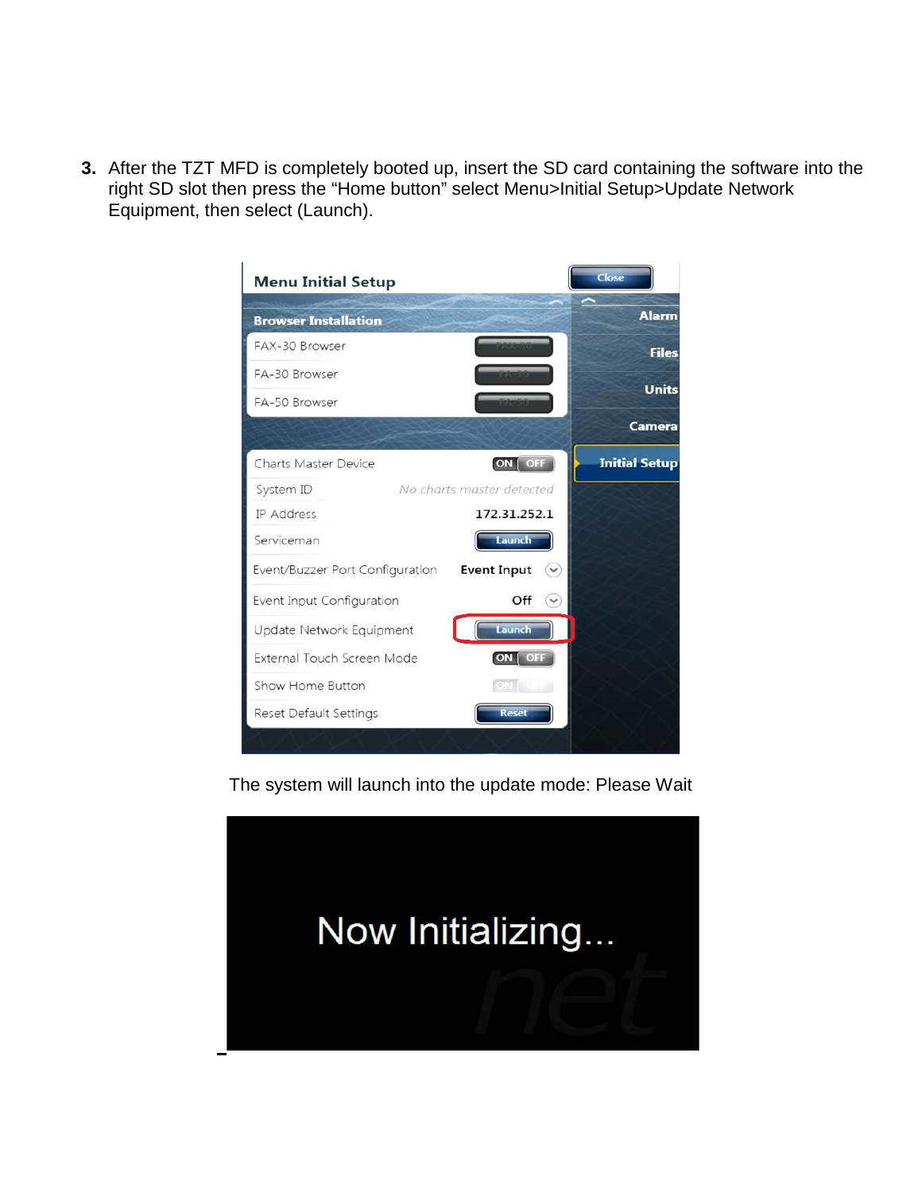3. After the TZT MFD is completely booted up, insert the SD card containing the software into the right SD slot then press the "Home button" select Menu>Initial Setup>Update Network Equipment, then select (Launch).

The system will launch into the update mode: Please Wait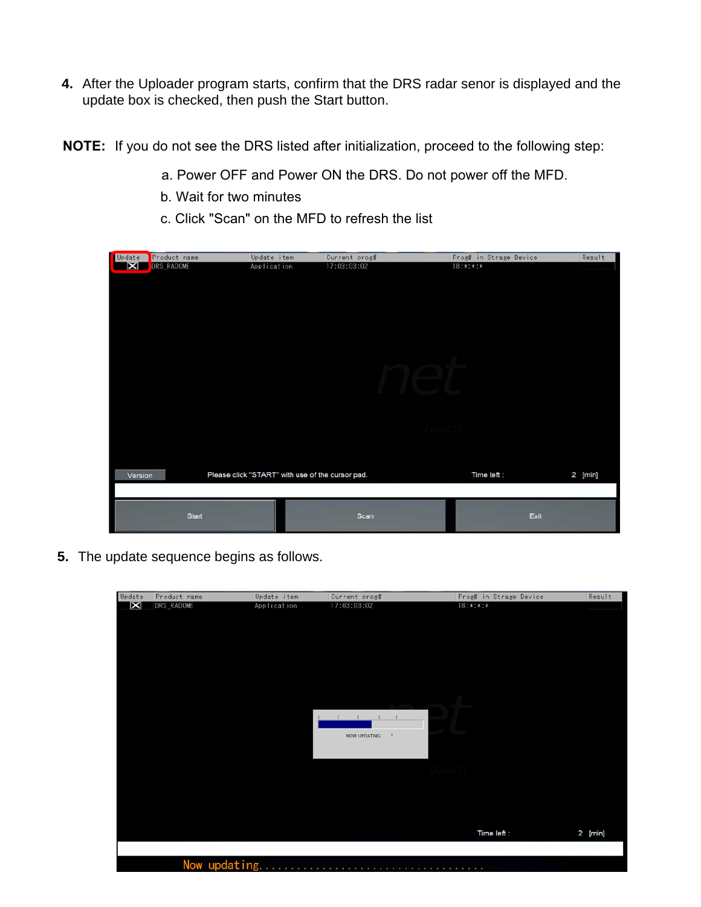4. After the Uploader program starts, confirm that the DRS radar senor is displayed and the update box is checked, then push the Start button.

**NOTE:** If you do not see the DRS listed after initialization, proceed to the following step:

a. Power OFF and Power ON the DRS. Do not power off the MFD.

b. Wait for two minutes

c. Click "Scan" on the MFD to refresh the list

5. The update sequence begins as follows.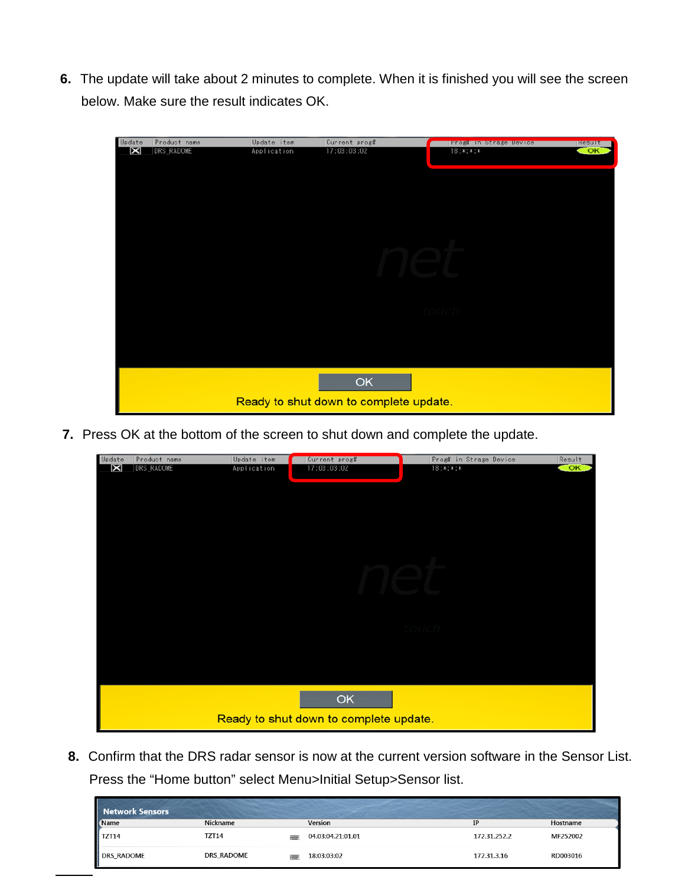6. The update will take about 2 minutes to complete. When it is finished you will see the screen below. Make sure the result indicates OK.

| Update | Product name | Update item | Current prog# | Prog# in Strage Device | Result |
|---|---|---|---|---|---|
| ☒ | DRS_RADOME | Application | 17:03:03:02 | 18:*:*:* | OK |

OK

Ready to shut down to complete update.

7. Press OK at the bottom of the screen to shut down and complete the update.

| Update | Product name | Update item | Current prog# | Prog# in Strage Device | Result |
|---|---|---|---|---|---|
| ☒ | DRS_RADOME | Application | 17:03:03:02 | 18:*:*:* | OK |

OK

Ready to shut down to complete update.

8. Confirm that the DRS radar sensor is now at the current version software in the Sensor List. Press the "Home button" select Menu>Initial Setup>Sensor list.

**Network Sensors**

| Name | Nickname | Version | IP | Hostname |
|---|---|---|---|---|
| TZT14 | TZT14 | 04.03:04.21:01.01 | 172.31.252.2 | MF252002 |
| DRS_RADOME | DRS_RADOME | 18:03:03:02 | 172.31.3.16 | RD003016 |